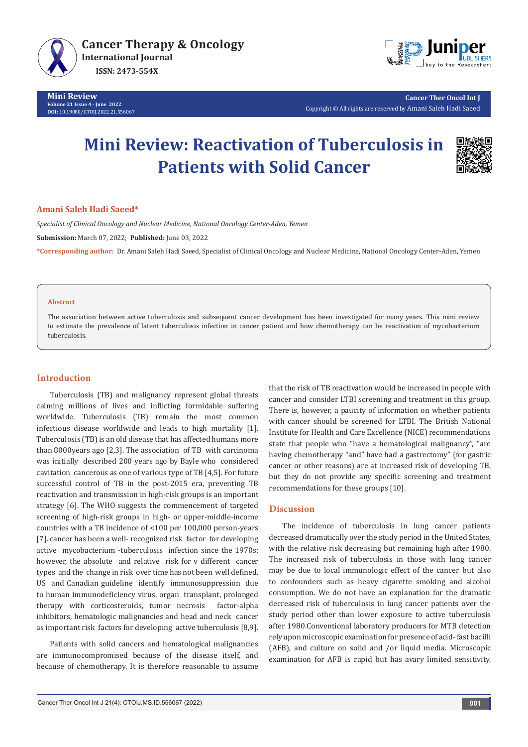# Mini Review: Reactivation of Tuberculosis in Patients with Solid Cancer

**Amani Saleh Hadi Saeed***

*Specialist of Clinical Oncology and Nuclear Medicine, National Oncology Center-Aden, Yemen*

**Submission:** March 07, 2022; **Published:** June 03, 2022

***Corresponding author:** Dr. Amani Saleh Hadi Saeed, Specialist of Clinical Oncology and Nuclear Medicine, National Oncology Center-Aden, Yemen

## Abstract

The association between active tuberculosis and subsequent cancer development has been investigated for many years. This mini review to estimate the prevalence of latent tuberculosis infection in cancer patient and how chemotherapy can be reactivation of mycobacterium tuberculosis.

## Introduction

Tuberculosis (TB) and malignancy represent global threats calming millions of lives and inflicting formidable suffering worldwide. Tuberculosis (TB) remain the most common infectious disease worldwide and leads to high mortality [1]. Tuberculosis (TB) is an old disease that has affected humans more than 8000years ago [2,3]. The association of TB with carcinoma was initially described 200 years ago by Bayle who considered cavitation cancerous as one of various type of TB [4,5]. For future successful control of TB in the post-2015 era, preventing TB reactivation and transmission in high-risk groups is an important strategy [6]. The WHO suggests the commencement of targeted screening of high-risk groups in high- or upper-middle-income countries with a TB incidence of <100 per 100,000 person-years [7]. cancer has been a well- recognized risk factor for developing active mycobacterium -tuberculosis infection since the 1970s; however, the absolute and relative risk for v different cancer types and the change in risk over time has not been well defined. US and Canadian guideline identify immunosuppression due to human immunodeficiency virus, organ transplant, prolonged therapy with corticosteroids, tumor necrosis factor-alpha inhibitors, hematologic malignancies and head and neck cancer as important risk factors for developing active tuberculosis [8,9].

Patients with solid cancers and hematological malignancies are immunocompromised because of the disease itself, and because of chemotherapy. It is therefore reasonable to assume that the risk of TB reactivation would be increased in people with cancer and consider LTBI screening and treatment in this group. There is, however, a paucity of information on whether patients with cancer should be screened for LTBI. The British National Institute for Health and Care Excellence (NICE) recommendations state that people who "have a hematological malignancy", "are having chemotherapy "and" have had a gastrectomy" (for gastric cancer or other reasons) are at increased risk of developing TB, but they do not provide any specific screening and treatment recommendations for these groups [10].

## Discussion

The incidence of tuberculosis in lung cancer patients decreased dramatically over the study period in the United States, with the relative risk decreasing but remaining high after 1980. The increased risk of tuberculosis in those with lung cancer may be due to local immunologic effect of the cancer but also to confounders such as heavy cigarette smoking and alcohol consumption. We do not have an explanation for the dramatic decreased risk of tuberculosis in lung cancer patients over the study period other than lower exposure to active tuberculosis after 1980.Conventional laboratory producers for MTB detection rely upon microscopic examination for presence of acid- fast bacilli (AFB), and culture on solid and /or liquid media. Microscopic examination for AFB is rapid but has avary limited sensitivity.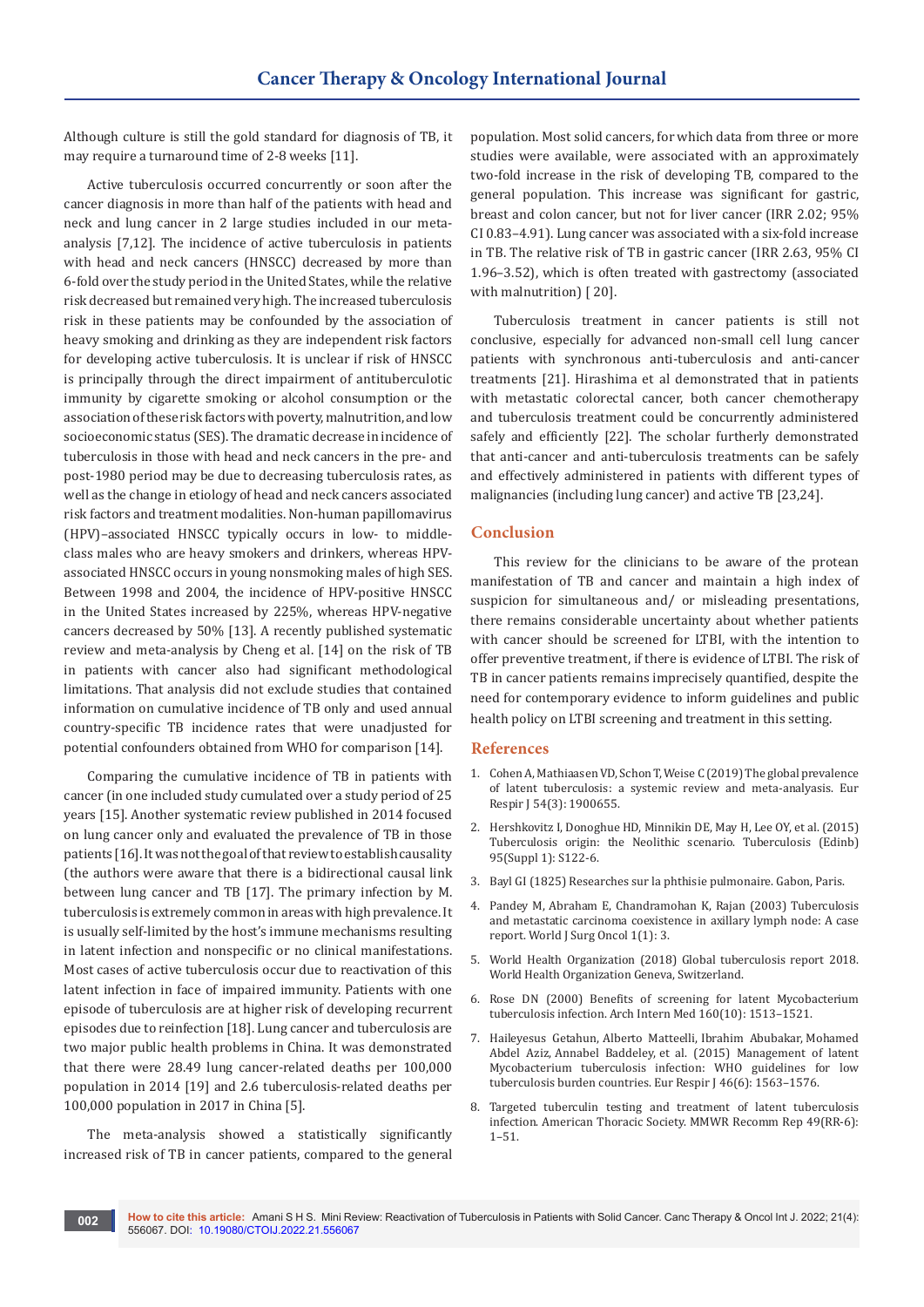Although culture is still the gold standard for diagnosis of TB, it may require a turnaround time of 2-8 weeks [11].

Active tuberculosis occurred concurrently or soon after the cancer diagnosis in more than half of the patients with head and neck and lung cancer in 2 large studies included in our meta-analysis [7,12]. The incidence of active tuberculosis in patients with head and neck cancers (HNSCC) decreased by more than 6-fold over the study period in the United States, while the relative risk decreased but remained very high. The increased tuberculosis risk in these patients may be confounded by the association of heavy smoking and drinking as they are independent risk factors for developing active tuberculosis. It is unclear if risk of HNSCC is principally through the direct impairment of antituberculotic immunity by cigarette smoking or alcohol consumption or the association of these risk factors with poverty, malnutrition, and low socioeconomic status (SES). The dramatic decrease in incidence of tuberculosis in those with head and neck cancers in the pre- and post-1980 period may be due to decreasing tuberculosis rates, as well as the change in etiology of head and neck cancers associated risk factors and treatment modalities. Non-human papillomavirus (HPV)–associated HNSCC typically occurs in low- to middle-class males who are heavy smokers and drinkers, whereas HPV-associated HNSCC occurs in young nonsmoking males of high SES. Between 1998 and 2004, the incidence of HPV-positive HNSCC in the United States increased by 225%, whereas HPV-negative cancers decreased by 50% [13]. A recently published systematic review and meta-analysis by Cheng et al. [14] on the risk of TB in patients with cancer also had significant methodological limitations. That analysis did not exclude studies that contained information on cumulative incidence of TB only and used annual country-specific TB incidence rates that were unadjusted for potential confounders obtained from WHO for comparison [14].

Comparing the cumulative incidence of TB in patients with cancer (in one included study cumulated over a study period of 25 years [15]. Another systematic review published in 2014 focused on lung cancer only and evaluated the prevalence of TB in those patients [16]. It was not the goal of that review to establish causality (the authors were aware that there is a bidirectional causal link between lung cancer and TB [17]. The primary infection by M. tuberculosis is extremely common in areas with high prevalence. It is usually self-limited by the host's immune mechanisms resulting in latent infection and nonspecific or no clinical manifestations. Most cases of active tuberculosis occur due to reactivation of this latent infection in face of impaired immunity. Patients with one episode of tuberculosis are at higher risk of developing recurrent episodes due to reinfection [18]. Lung cancer and tuberculosis are two major public health problems in China. It was demonstrated that there were 28.49 lung cancer-related deaths per 100,000 population in 2014 [19] and 2.6 tuberculosis-related deaths per 100,000 population in 2017 in China [5].

The meta-analysis showed a statistically significantly increased risk of TB in cancer patients, compared to the general population. Most solid cancers, for which data from three or more studies were available, were associated with an approximately two-fold increase in the risk of developing TB, compared to the general population. This increase was significant for gastric, breast and colon cancer, but not for liver cancer (IRR 2.02; 95% CI 0.83–4.91). Lung cancer was associated with a six-fold increase in TB. The relative risk of TB in gastric cancer (IRR 2.63, 95% CI 1.96–3.52), which is often treated with gastrectomy (associated with malnutrition) [ 20].

Tuberculosis treatment in cancer patients is still not conclusive, especially for advanced non-small cell lung cancer patients with synchronous anti-tuberculosis and anti-cancer treatments [21]. Hirashima et al demonstrated that in patients with metastatic colorectal cancer, both cancer chemotherapy and tuberculosis treatment could be concurrently administered safely and efficiently [22]. The scholar furtherly demonstrated that anti-cancer and anti-tuberculosis treatments can be safely and effectively administered in patients with different types of malignancies (including lung cancer) and active TB [23,24].

## Conclusion

This review for the clinicians to be aware of the protean manifestation of TB and cancer and maintain a high index of suspicion for simultaneous and/ or misleading presentations, there remains considerable uncertainty about whether patients with cancer should be screened for LTBI, with the intention to offer preventive treatment, if there is evidence of LTBI. The risk of TB in cancer patients remains imprecisely quantified, despite the need for contemporary evidence to inform guidelines and public health policy on LTBI screening and treatment in this setting.

## References

1. Cohen A, Mathiaasen VD, Schon T, Weise C (2019) The global prevalence of latent tuberculosis: a systemic review and meta-analaysis. Eur Respir J 54(3): 1900655.
2. Hershkovitz I, Donoghue HD, Minnikin DE, May H, Lee OY, et al. (2015) Tuberculosis origin: the Neolithic scenario. Tuberculosis (Edinb) 95(Suppl 1): S122-6.
3. Bayl GI (1825) Researches sur la phthisie pulmonaire. Gabon, Paris.
4. Pandey M, Abraham E, Chandramohan K, Rajan (2003) Tuberculosis and metastatic carcinoma coexistence in axillary lymph node: A case report. World J Surg Oncol 1(1): 3.
5. World Health Organization (2018) Global tuberculosis report 2018. World Health Organization Geneva, Switzerland.
6. Rose DN (2000) Benefits of screening for latent Mycobacterium tuberculosis infection. Arch Intern Med 160(10): 1513–1521.
7. Haileyesus Getahun, Alberto Matteelli, Ibrahim Abubakar, Mohamed Abdel Aziz, Annabel Baddeley, et al. (2015) Management of latent Mycobacterium tuberculosis infection: WHO guidelines for low tuberculosis burden countries. Eur Respir J 46(6): 1563–1576.
8. Targeted tuberculin testing and treatment of latent tuberculosis infection. American Thoracic Society. MMWR Recomm Rep 49(RR-6): 1–51.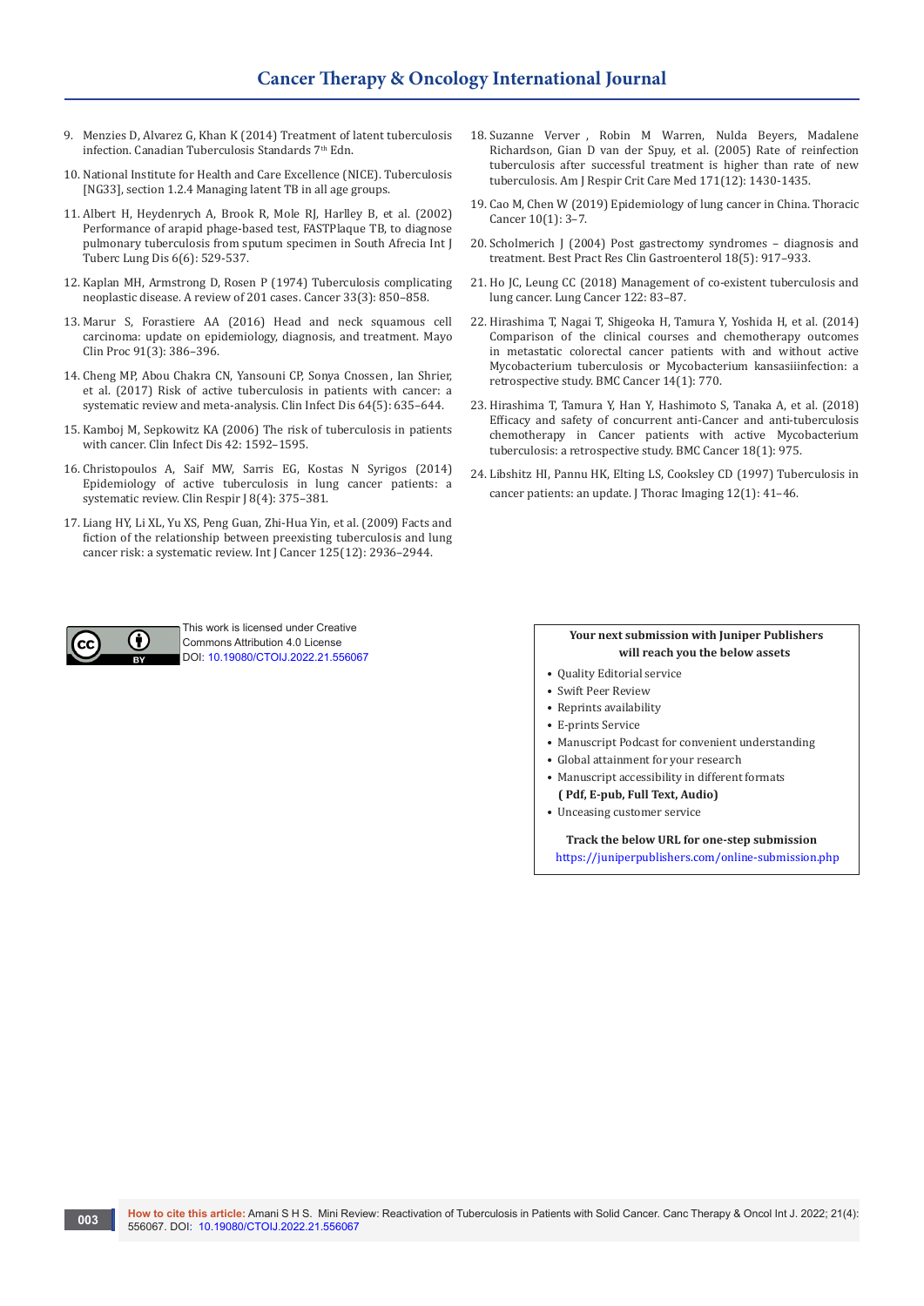9. Menzies D, Alvarez G, Khan K (2014) Treatment of latent tuberculosis infection. Canadian Tuberculosis Standards 7th Edn.

10. National Institute for Health and Care Excellence (NICE). Tuberculosis [NG33], section 1.2.4 Managing latent TB in all age groups.

11. Albert H, Heydenrych A, Brook R, Mole RJ, Harlley B, et al. (2002) Performance of arapid phage-based test, FASTPlaque TB, to diagnose pulmonary tuberculosis from sputum specimen in South Afrecia Int J Tuberc Lung Dis 6(6): 529-537.

12. Kaplan MH, Armstrong D, Rosen P (1974) Tuberculosis complicating neoplastic disease. A review of 201 cases. Cancer 33(3): 850–858.

13. Marur S, Forastiere AA (2016) Head and neck squamous cell carcinoma: update on epidemiology, diagnosis, and treatment. Mayo Clin Proc 91(3): 386–396.

14. Cheng MP, Abou Chakra CN, Yansouni CP, Sonya Cnossen, Ian Shrier, et al. (2017) Risk of active tuberculosis in patients with cancer: a systematic review and meta-analysis. Clin Infect Dis 64(5): 635–644.

15. Kamboj M, Sepkowitz KA (2006) The risk of tuberculosis in patients with cancer. Clin Infect Dis 42: 1592–1595.

16. Christopoulos A, Saif MW, Sarris EG, Kostas N Syrigos (2014) Epidemiology of active tuberculosis in lung cancer patients: a systematic review. Clin Respir J 8(4): 375–381.

17. Liang HY, Li XL, Yu XS, Peng Guan, Zhi-Hua Yin, et al. (2009) Facts and fiction of the relationship between preexisting tuberculosis and lung cancer risk: a systematic review. Int J Cancer 125(12): 2936–2944.

18. Suzanne Verver , Robin M Warren, Nulda Beyers, Madalene Richardson, Gian D van der Spuy, et al. (2005) Rate of reinfection tuberculosis after successful treatment is higher than rate of new tuberculosis. Am J Respir Crit Care Med 171(12): 1430-1435.

19. Cao M, Chen W (2019) Epidemiology of lung cancer in China. Thoracic Cancer 10(1): 3–7.

20. Scholmerich J (2004) Post gastrectomy syndromes – diagnosis and treatment. Best Pract Res Clin Gastroenterol 18(5): 917–933.

21. Ho JC, Leung CC (2018) Management of co-existent tuberculosis and lung cancer. Lung Cancer 122: 83–87.

22. Hirashima T, Nagai T, Shigeoka H, Tamura Y, Yoshida H, et al. (2014) Comparison of the clinical courses and chemotherapy outcomes in metastatic colorectal cancer patients with and without active Mycobacterium tuberculosis or Mycobacterium kansasiiinfection: a retrospective study. BMC Cancer 14(1): 770.

23. Hirashima T, Tamura Y, Han Y, Hashimoto S, Tanaka A, et al. (2018) Efficacy and safety of concurrent anti-Cancer and anti-tuberculosis chemotherapy in Cancer patients with active Mycobacterium tuberculosis: a retrospective study. BMC Cancer 18(1): 975.

24. Libshitz HI, Pannu HK, Elting LS, Cooksley CD (1997) Tuberculosis in cancer patients: an update. J Thorac Imaging 12(1): 41–46.

This work is licensed under Creative Commons Attribution 4.0 License
DOI: 10.19080/CTOIJ.2022.21.556067

**Your next submission with Juniper Publishers will reach you the below assets**

- Quality Editorial service
- Swift Peer Review
- Reprints availability
- E-prints Service
- Manuscript Podcast for convenient understanding
- Global attainment for your research
- Manuscript accessibility in different formats
  **( Pdf, E-pub, Full Text, Audio)**
- Unceasing customer service

**Track the below URL for one-step submission**
https://juniperpublishers.com/online-submission.php

**How to cite this article:** Amani S H S. Mini Review: Reactivation of Tuberculosis in Patients with Solid Cancer. Canc Therapy & Oncol Int J. 2022; 21(4): 556067. DOI: 10.19080/CTOIJ.2022.21.556067